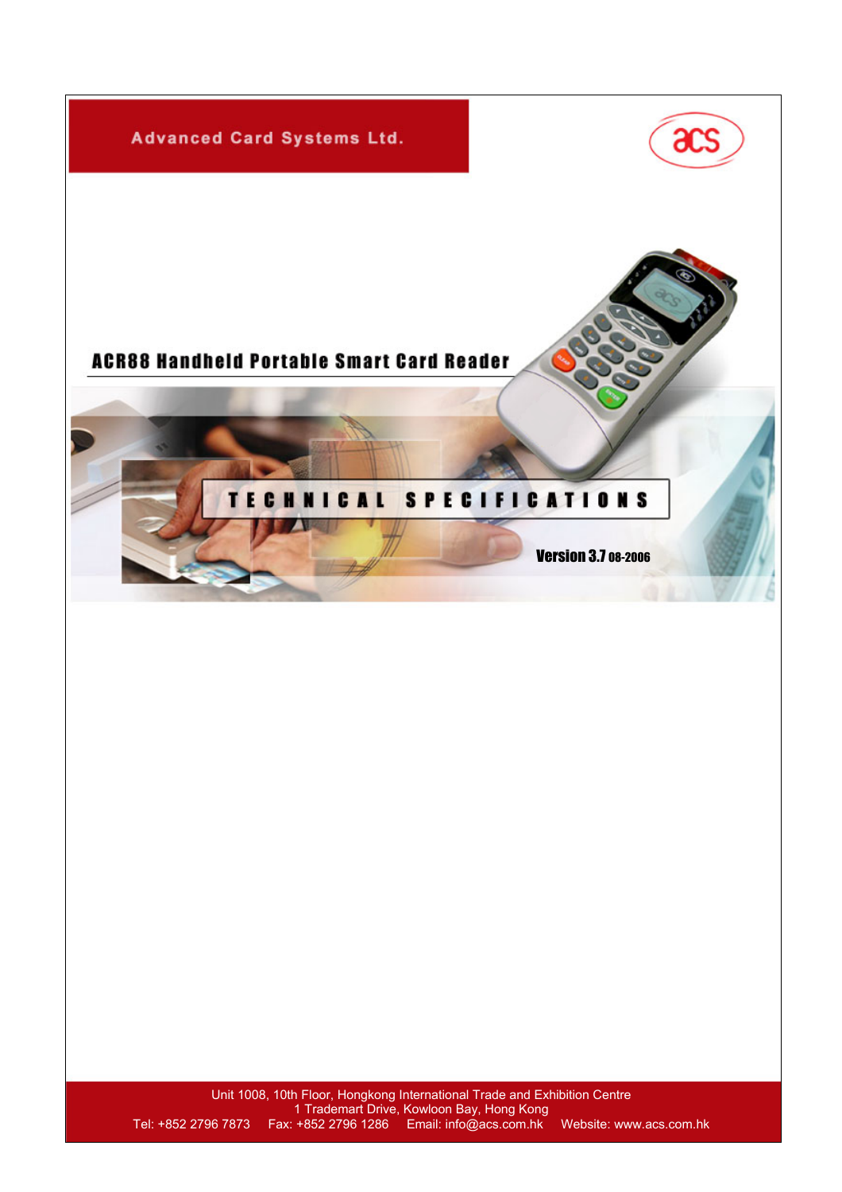Advanced Card Systems Ltd.

# ACR88 Handheld Portable Smart Card Reader

## TECHNICAL SPECIFICATIONS

Version 3.7 08-2006

Unit 1008, 10th Floor, Hongkong International Trade and Exhibition Centre
1 Trademart Drive, Kowloon Bay, Hong Kong
Tel: +852 2796 7873 Fax: +852 2796 1286 Email: info@acs.com.hk Website: www.acs.com.hk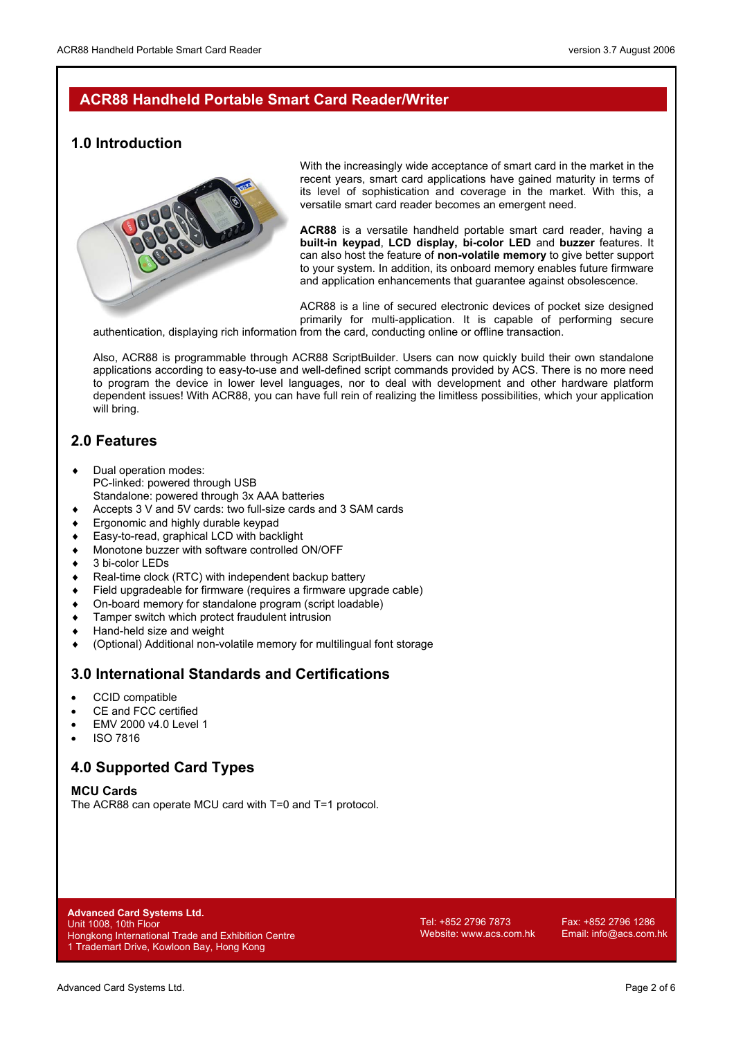# ACR88 Handheld Portable Smart Card Reader/Writer

## 1.0 Introduction

With the increasingly wide acceptance of smart card in the market in the recent years, smart card applications have gained maturity in terms of its level of sophistication and coverage in the market. With this, a versatile smart card reader becomes an emergent need.

**ACR88** is a versatile handheld portable smart card reader, having a **built-in keypad**, **LCD display, bi-color LED** and **buzzer** features. It can also host the feature of **non-volatile memory** to give better support to your system. In addition, its onboard memory enables future firmware and application enhancements that guarantee against obsolescence.

ACR88 is a line of secured electronic devices of pocket size designed primarily for multi-application. It is capable of performing secure authentication, displaying rich information from the card, conducting online or offline transaction.

Also, ACR88 is programmable through ACR88 ScriptBuilder. Users can now quickly build their own standalone applications according to easy-to-use and well-defined script commands provided by ACS. There is no more need to program the device in lower level languages, nor to deal with development and other hardware platform dependent issues! With ACR88, you can have full rein of realizing the limitless possibilities, which your application will bring.

## 2.0 Features

- Dual operation modes:
  PC-linked: powered through USB
  Standalone: powered through 3x AAA batteries
- Accepts 3 V and 5V cards: two full-size cards and 3 SAM cards
- Ergonomic and highly durable keypad
- Easy-to-read, graphical LCD with backlight
- Monotone buzzer with software controlled ON/OFF
- 3 bi-color LEDs
- Real-time clock (RTC) with independent backup battery
- Field upgradeable for firmware (requires a firmware upgrade cable)
- On-board memory for standalone program (script loadable)
- Tamper switch which protect fraudulent intrusion
- Hand-held size and weight
- (Optional) Additional non-volatile memory for multilingual font storage

## 3.0 International Standards and Certifications

- CCID compatible
- CE and FCC certified
- EMV 2000 v4.0 Level 1
- ISO 7816

## 4.0 Supported Card Types

### MCU Cards

The ACR88 can operate MCU card with T=0 and T=1 protocol.

**Advanced Card Systems Ltd.**
Unit 1008, 10th Floor
Hongkong International Trade and Exhibition Centre
1 Trademart Drive, Kowloon Bay, Hong Kong

Tel: +852 2796 7873
Website: www.acs.com.hk

Fax: +852 2796 1286
Email: info@acs.com.hk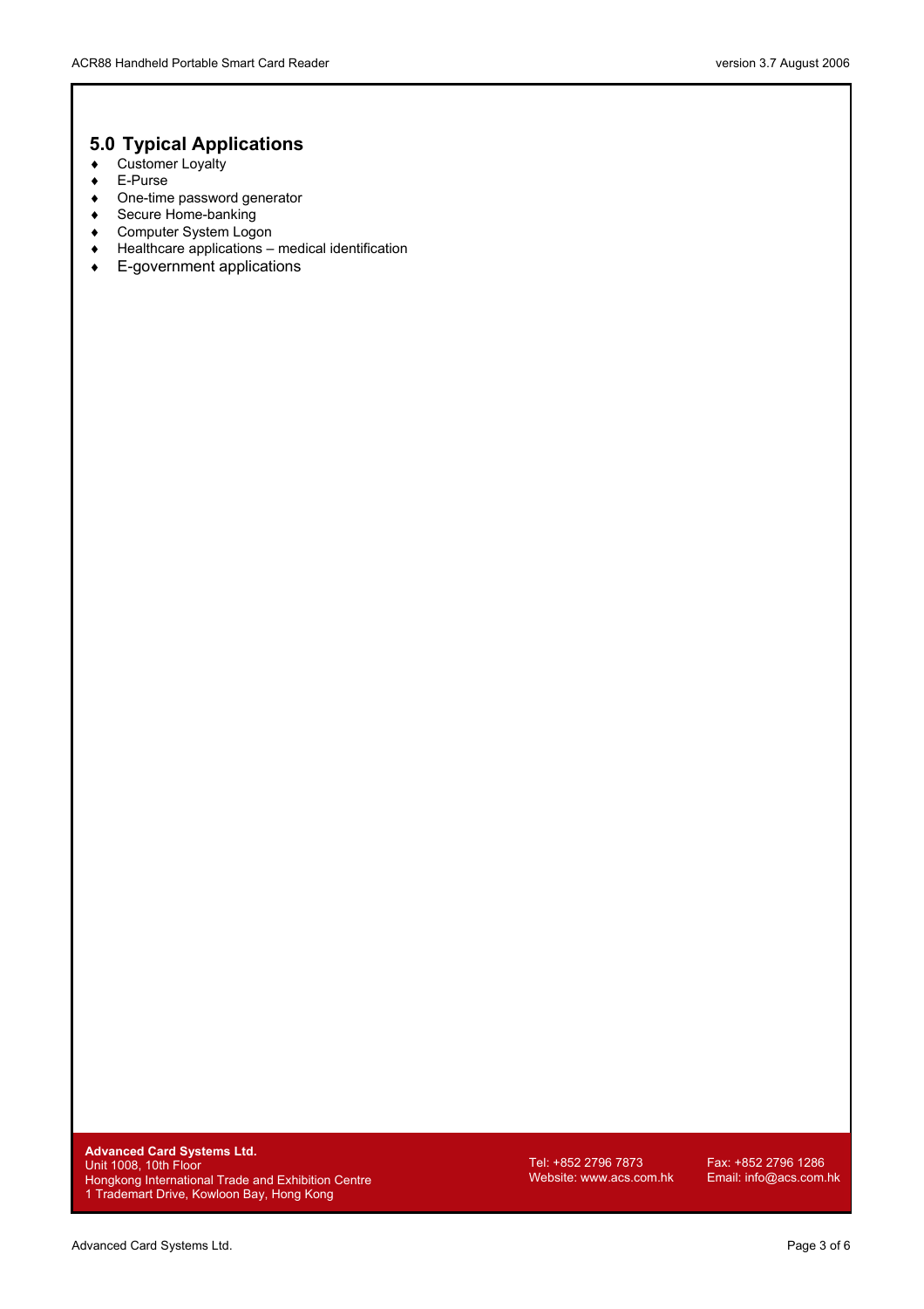## 5.0 Typical Applications

- Customer Loyalty
- E-Purse
- One-time password generator
- Secure Home-banking
- Computer System Logon
- Healthcare applications – medical identification
- E-government applications

**Advanced Card Systems Ltd.**
Unit 1008, 10th Floor
Hongkong International Trade and Exhibition Centre
1 Trademart Drive, Kowloon Bay, Hong Kong

Tel: +852 2796 7873
Website: www.acs.com.hk

Fax: +852 2796 1286
Email: info@acs.com.hk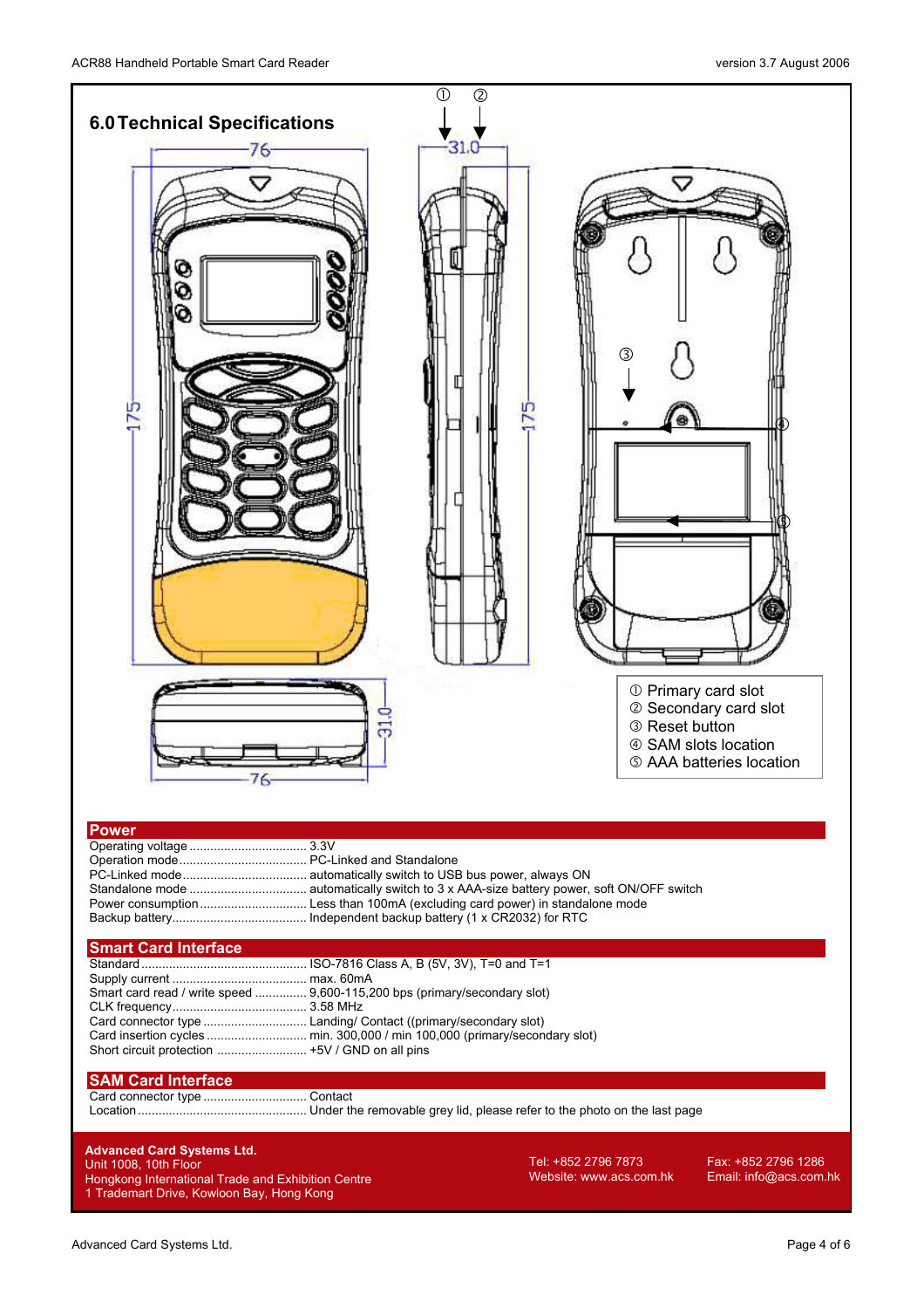## 6.0 Technical Specifications

① Primary card slot
② Secondary card slot
③ Reset button
④ SAM slots location
⑤ AAA batteries location

### Power

Operating voltage .................................. 3.3V
Operation mode...................................... PC-Linked and Standalone
PC-Linked mode...................................... automatically switch to USB bus power, always ON
Standalone mode .................................... automatically switch to 3 x AAA-size battery power, soft ON/OFF switch
Power consumption................................. Less than 100mA (excluding card power) in standalone mode
Backup battery......................................... Independent backup battery (1 x CR2032) for RTC

### Smart Card Interface

Standard................................................... ISO-7816 Class A, B (5V, 3V), T=0 and T=1
Supply current ......................................... max. 60mA
Smart card read / write speed ............... 9,600-115,200 bps (primary/secondary slot)
CLK frequency......................................... 3.58 MHz
Card connector type ............................... Landing/ Contact ((primary/secondary slot)
Card insertion cycles .............................. min. 300,000 / min 100,000 (primary/secondary slot)
Short circuit protection .......................... +5V / GND on all pins

### SAM Card Interface

Card connector type ............................... Contact
Location.................................................... Under the removable grey lid, please refer to the photo on the last page

**Advanced Card Systems Ltd.**
Unit 1008, 10th Floor
Hongkong International Trade and Exhibition Centre
1 Trademart Drive, Kowloon Bay, Hong Kong

Tel: +852 2796 7873
Website: www.acs.com.hk

Fax: +852 2796 1286
Email: info@acs.com.hk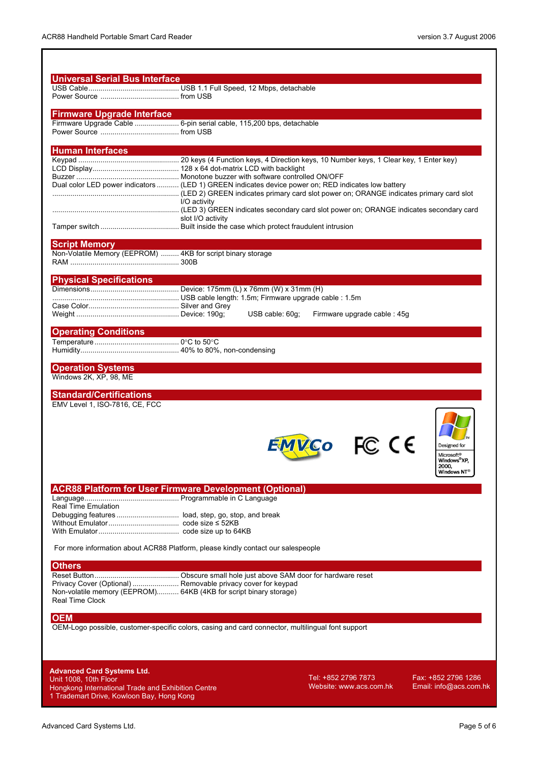## Universal Serial Bus Interface

USB Cable............................................ USB 1.1 Full Speed, 12 Mbps, detachable
Power Source ....................................... from USB

## Firmware Upgrade Interface

Firmware Upgrade Cable ...................... 6-pin serial cable, 115,200 bps, detachable
Power Source ....................................... from USB

## Human Interfaces

Keypad .................................................. 20 keys (4 Function keys, 4 Direction keys, 10 Number keys, 1 Clear key, 1 Enter key)
LCD Display........................................... 128 x 64 dot-matrix LCD with backlight
Buzzer ................................................... Monotone buzzer with software controlled ON/OFF
Dual color LED power indicators ........... (LED 1) GREEN indicates device power on; RED indicates low battery
.............................................................. (LED 2) GREEN indicates primary card slot power on; ORANGE indicates primary card slot I/O activity
.............................................................. (LED 3) GREEN indicates secondary card slot power on; ORANGE indicates secondary card slot I/O activity
Tamper switch ....................................... Built inside the case which protect fraudulent intrusion

## Script Memory

Non-Volatile Memory (EEPROM) ......... 4KB for script binary storage
RAM ...................................................... 300B

## Physical Specifications

Dimensions............................................ Device: 175mm (L) x 76mm (W) x 31mm (H)
.............................................................. USB cable length: 1.5m; Firmware upgrade cable : 1.5m
Case Color............................................. Silver and Grey
Weight .................................................. Device: 190g; USB cable: 60g; Firmware upgrade cable : 45g

## Operating Conditions

Temperature .......................................... 0°C to 50°C
Humidity................................................. 40% to 80%, non-condensing

## Operation Systems

Windows 2K, XP, 98, ME

## Standard/Certifications

EMV Level 1, ISO-7816, CE, FCC

## ACR88 Platform for User Firmware Development (Optional)

Language............................................... Programmable in C Language
Real Time Emulation
Debugging features ............................... load, step, go, stop, and break
Without Emulator.................................... code size ≤ 52KB
With Emulator........................................ code size up to 64KB

For more information about ACR88 Platform, please kindly contact our salespeople

## Others

Reset Button.......................................... Obscure small hole just above SAM door for hardware reset
Privacy Cover (Optional) ....................... Removable privacy cover for keypad
Non-volatile memory (EEPROM)........... 64KB (4KB for script binary storage)
Real Time Clock

## OEM

OEM-Logo possible, customer-specific colors, casing and card connector, multilingual font support

**Advanced Card Systems Ltd.**
Unit 1008, 10th Floor
Hongkong International Trade and Exhibition Centre
1 Trademart Drive, Kowloon Bay, Hong Kong

Tel: +852 2796 7873
Website: www.acs.com.hk

Fax: +852 2796 1286
Email: info@acs.com.hk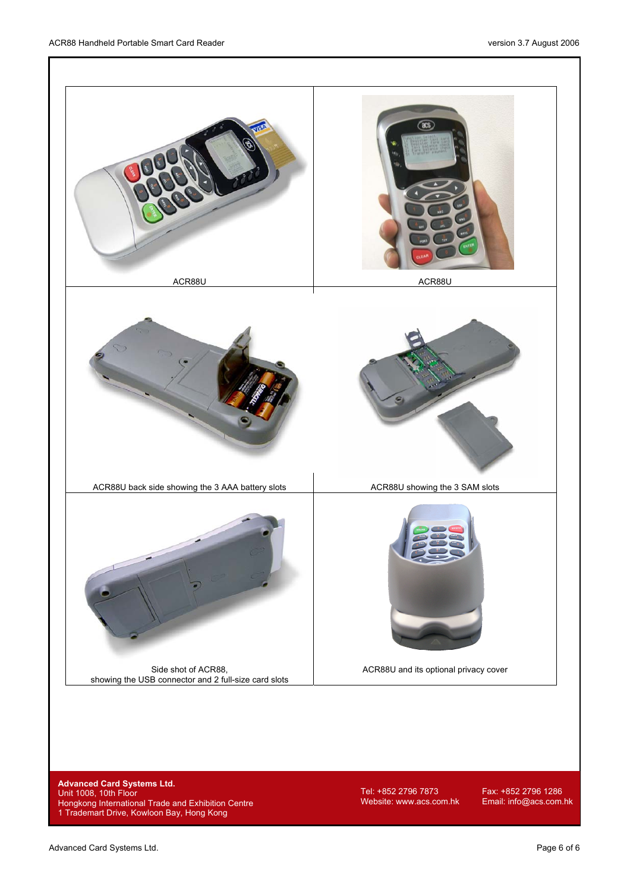| | |
|---|---|
| ACR88U | ACR88U |
| ACR88U back side showing the 3 AAA battery slots | ACR88U showing the 3 SAM slots |
| Side shot of ACR88, showing the USB connector and 2 full-size card slots | ACR88U and its optional privacy cover |

**Advanced Card Systems Ltd.**
Unit 1008, 10th Floor
Hongkong International Trade and Exhibition Centre
1 Trademart Drive, Kowloon Bay, Hong Kong

Tel: +852 2796 7873
Website: www.acs.com.hk

Fax: +852 2796 1286
Email: info@acs.com.hk